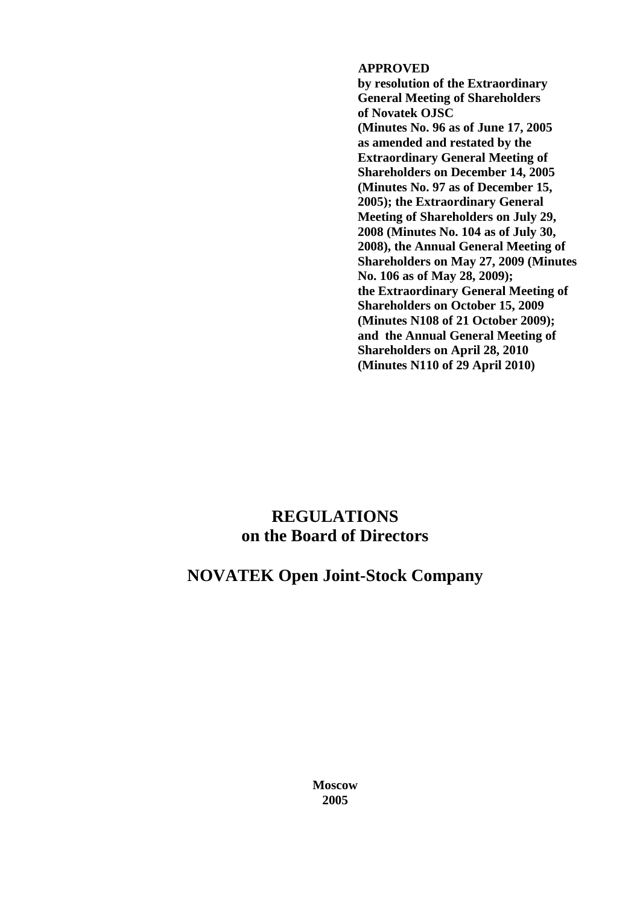**APPROVED**
**by resolution of the Extraordinary General Meeting of Shareholders of Novatek OJSC**
**(Minutes No. 96 as of June 17, 2005 as amended and restated by the Extraordinary General Meeting of Shareholders on December 14, 2005 (Minutes No. 97 as of December 15, 2005); the Extraordinary General Meeting of Shareholders on July 29, 2008 (Minutes No. 104 as of July 30, 2008), the Annual General Meeting of Shareholders on May 27, 2009 (Minutes No. 106 as of May 28, 2009); the Extraordinary General Meeting of Shareholders on October 15, 2009 (Minutes N108 of 21 October 2009); and the Annual General Meeting of Shareholders on April 28, 2010 (Minutes N110 of 29 April 2010)**

# REGULATIONS
# on the Board of Directors

# NOVATEK Open Joint-Stock Company

**Moscow**
**2005**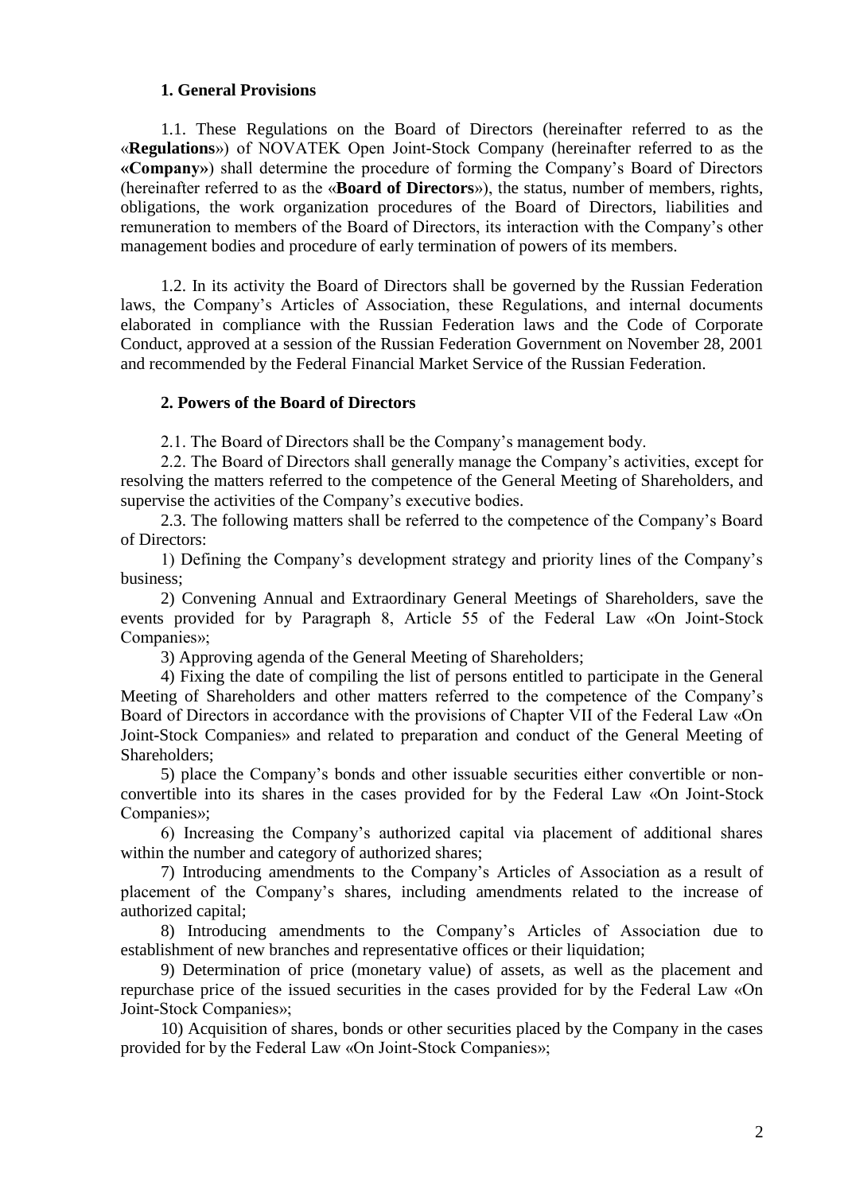## 1. General Provisions

1.1. These Regulations on the Board of Directors (hereinafter referred to as the «**Regulations**») of NOVATEK Open Joint-Stock Company (hereinafter referred to as the **«Company»**) shall determine the procedure of forming the Company's Board of Directors (hereinafter referred to as the «**Board of Directors**»), the status, number of members, rights, obligations, the work organization procedures of the Board of Directors, liabilities and remuneration to members of the Board of Directors, its interaction with the Company's other management bodies and procedure of early termination of powers of its members.

1.2. In its activity the Board of Directors shall be governed by the Russian Federation laws, the Company's Articles of Association, these Regulations, and internal documents elaborated in compliance with the Russian Federation laws and the Code of Corporate Conduct, approved at a session of the Russian Federation Government on November 28, 2001 and recommended by the Federal Financial Market Service of the Russian Federation.

## 2. Powers of the Board of Directors

2.1. The Board of Directors shall be the Company's management body.

2.2. The Board of Directors shall generally manage the Company's activities, except for resolving the matters referred to the competence of the General Meeting of Shareholders, and supervise the activities of the Company's executive bodies.

2.3. The following matters shall be referred to the competence of the Company's Board of Directors:

1) Defining the Company's development strategy and priority lines of the Company's business;

2) Convening Annual and Extraordinary General Meetings of Shareholders, save the events provided for by Paragraph 8, Article 55 of the Federal Law «On Joint-Stock Companies»;

3) Approving agenda of the General Meeting of Shareholders;

4) Fixing the date of compiling the list of persons entitled to participate in the General Meeting of Shareholders and other matters referred to the competence of the Company's Board of Directors in accordance with the provisions of Chapter VII of the Federal Law «On Joint-Stock Companies» and related to preparation and conduct of the General Meeting of Shareholders;

5) place the Company's bonds and other issuable securities either convertible or non-convertible into its shares in the cases provided for by the Federal Law «On Joint-Stock Companies»;

6) Increasing the Company's authorized capital via placement of additional shares within the number and category of authorized shares;

7) Introducing amendments to the Company's Articles of Association as a result of placement of the Company's shares, including amendments related to the increase of authorized capital;

8) Introducing amendments to the Company's Articles of Association due to establishment of new branches and representative offices or their liquidation;

9) Determination of price (monetary value) of assets, as well as the placement and repurchase price of the issued securities in the cases provided for by the Federal Law «On Joint-Stock Companies»;

10) Acquisition of shares, bonds or other securities placed by the Company in the cases provided for by the Federal Law «On Joint-Stock Companies»;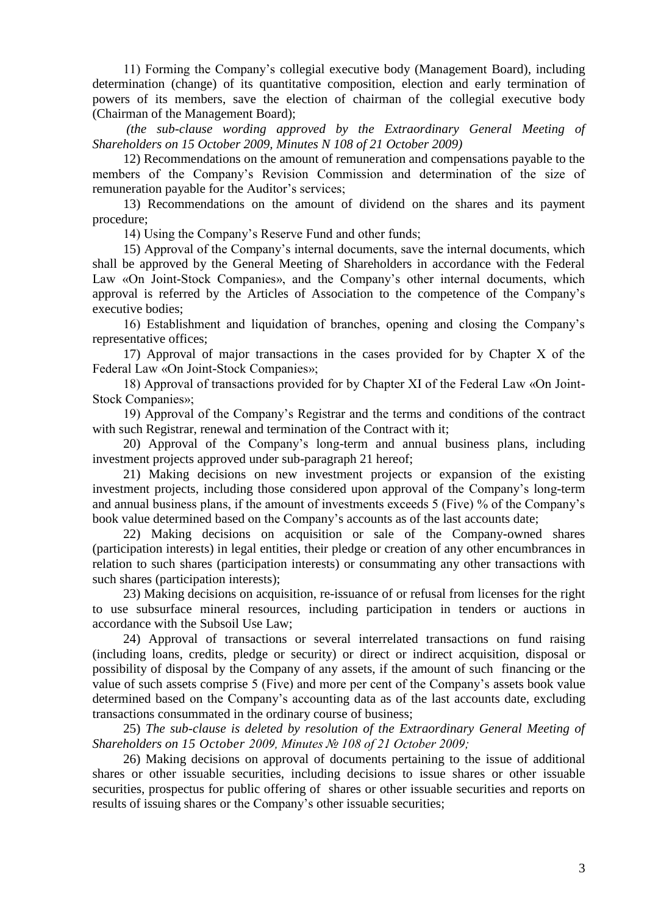11) Forming the Company's collegial executive body (Management Board), including determination (change) of its quantitative composition, election and early termination of powers of its members, save the election of chairman of the collegial executive body (Chairman of the Management Board);

*(the sub-clause wording approved by the Extraordinary General Meeting of Shareholders on 15 October 2009, Minutes N 108 of 21 October 2009)*

12) Recommendations on the amount of remuneration and compensations payable to the members of the Company's Revision Commission and determination of the size of remuneration payable for the Auditor's services;

13) Recommendations on the amount of dividend on the shares and its payment procedure;

14) Using the Company's Reserve Fund and other funds;

15) Approval of the Company's internal documents, save the internal documents, which shall be approved by the General Meeting of Shareholders in accordance with the Federal Law «On Joint-Stock Companies», and the Company's other internal documents, which approval is referred by the Articles of Association to the competence of the Company's executive bodies;

16) Establishment and liquidation of branches, opening and closing the Company's representative offices;

17) Approval of major transactions in the cases provided for by Chapter X of the Federal Law «On Joint-Stock Companies»;

18) Approval of transactions provided for by Chapter XI of the Federal Law «On Joint-Stock Companies»;

19) Approval of the Company's Registrar and the terms and conditions of the contract with such Registrar, renewal and termination of the Contract with it;

20) Approval of the Company's long-term and annual business plans, including investment projects approved under sub-paragraph 21 hereof;

21) Making decisions on new investment projects or expansion of the existing investment projects, including those considered upon approval of the Company's long-term and annual business plans, if the amount of investments exceeds 5 (Five) % of the Company's book value determined based on the Company's accounts as of the last accounts date;

22) Making decisions on acquisition or sale of the Company-owned shares (participation interests) in legal entities, their pledge or creation of any other encumbrances in relation to such shares (participation interests) or consummating any other transactions with such shares (participation interests);

23) Making decisions on acquisition, re-issuance of or refusal from licenses for the right to use subsurface mineral resources, including participation in tenders or auctions in accordance with the Subsoil Use Law;

24) Approval of transactions or several interrelated transactions on fund raising (including loans, credits, pledge or security) or direct or indirect acquisition, disposal or possibility of disposal by the Company of any assets, if the amount of such financing or the value of such assets comprise 5 (Five) and more per cent of the Company's assets book value determined based on the Company's accounting data as of the last accounts date, excluding transactions consummated in the ordinary course of business;

25) *The sub-clause is deleted by resolution of the Extraordinary General Meeting of Shareholders on 15 October 2009, Minutes № 108 of 21 October 2009;*

26) Making decisions on approval of documents pertaining to the issue of additional shares or other issuable securities, including decisions to issue shares or other issuable securities, prospectus for public offering of shares or other issuable securities and reports on results of issuing shares or the Company's other issuable securities;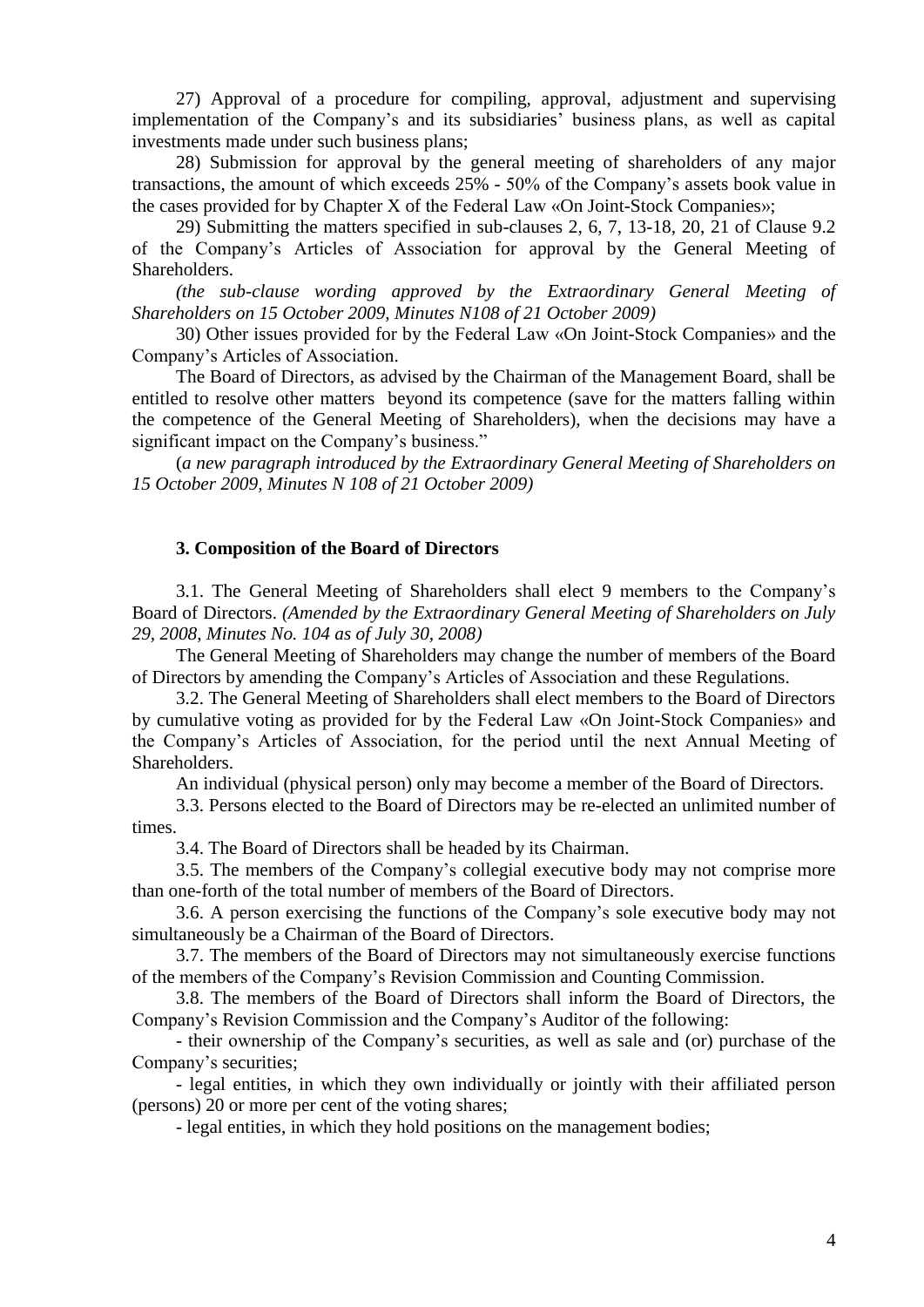27) Approval of a procedure for compiling, approval, adjustment and supervising implementation of the Company's and its subsidiaries' business plans, as well as capital investments made under such business plans;

28) Submission for approval by the general meeting of shareholders of any major transactions, the amount of which exceeds 25% - 50% of the Company's assets book value in the cases provided for by Chapter X of the Federal Law «On Joint-Stock Companies»;

29) Submitting the matters specified in sub-clauses 2, 6, 7, 13-18, 20, 21 of Clause 9.2 of the Company's Articles of Association for approval by the General Meeting of Shareholders.

*(the sub-clause wording approved by the Extraordinary General Meeting of Shareholders on 15 October 2009, Minutes N108 of 21 October 2009)*

30) Other issues provided for by the Federal Law «On Joint-Stock Companies» and the Company's Articles of Association.

The Board of Directors, as advised by the Chairman of the Management Board, shall be entitled to resolve other matters beyond its competence (save for the matters falling within the competence of the General Meeting of Shareholders), when the decisions may have a significant impact on the Company's business."

(*a new paragraph introduced by the Extraordinary General Meeting of Shareholders on 15 October 2009, Minutes N 108 of 21 October 2009)*

### 3. Composition of the Board of Directors

3.1. The General Meeting of Shareholders shall elect 9 members to the Company's Board of Directors. *(Amended by the Extraordinary General Meeting of Shareholders on July 29, 2008, Minutes No. 104 as of July 30, 2008)*

The General Meeting of Shareholders may change the number of members of the Board of Directors by amending the Company's Articles of Association and these Regulations.

3.2. The General Meeting of Shareholders shall elect members to the Board of Directors by cumulative voting as provided for by the Federal Law «On Joint-Stock Companies» and the Company's Articles of Association, for the period until the next Annual Meeting of Shareholders.

An individual (physical person) only may become a member of the Board of Directors.

3.3. Persons elected to the Board of Directors may be re-elected an unlimited number of times.

3.4. The Board of Directors shall be headed by its Chairman.

3.5. The members of the Company's collegial executive body may not comprise more than one-forth of the total number of members of the Board of Directors.

3.6. A person exercising the functions of the Company's sole executive body may not simultaneously be a Chairman of the Board of Directors.

3.7. The members of the Board of Directors may not simultaneously exercise functions of the members of the Company's Revision Commission and Counting Commission.

3.8. The members of the Board of Directors shall inform the Board of Directors, the Company's Revision Commission and the Company's Auditor of the following:

- their ownership of the Company's securities, as well as sale and (or) purchase of the Company's securities;
- legal entities, in which they own individually or jointly with their affiliated person (persons) 20 or more per cent of the voting shares;
- legal entities, in which they hold positions on the management bodies;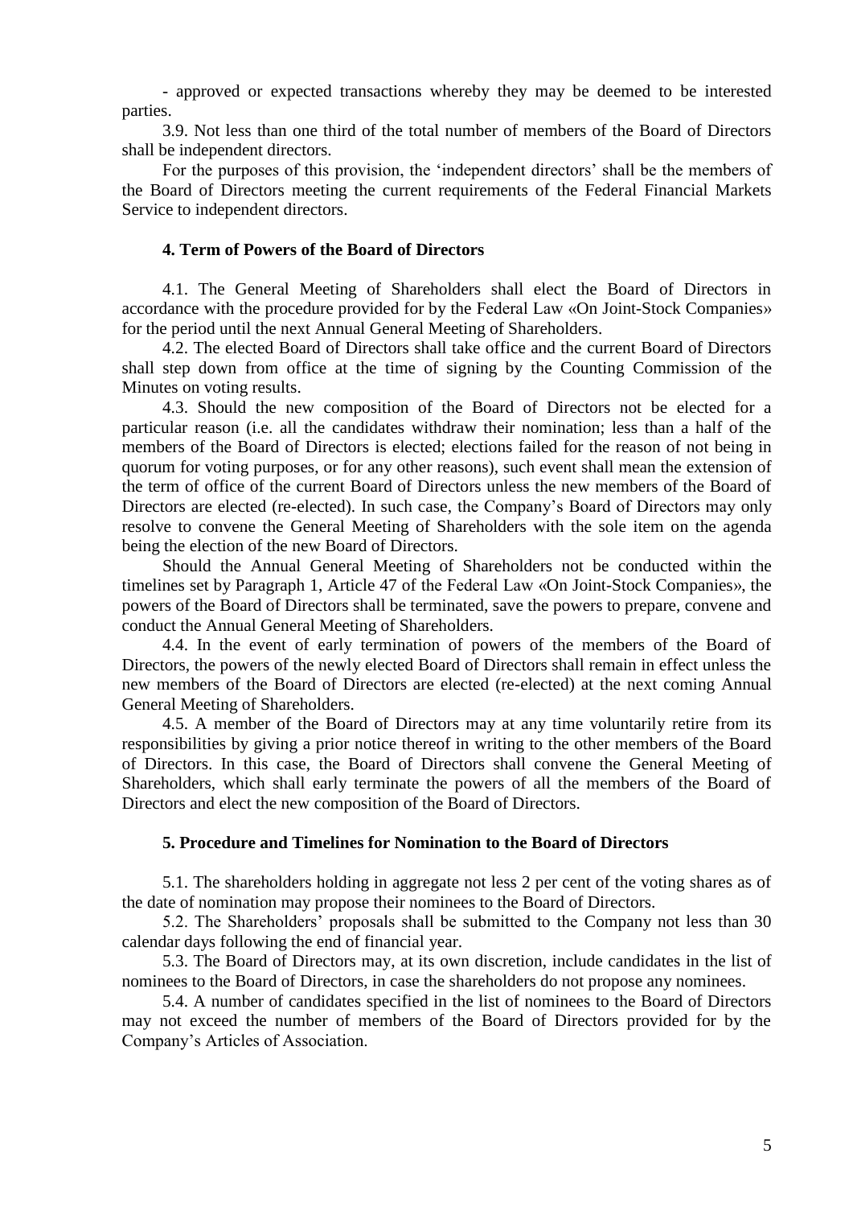- approved or expected transactions whereby they may be deemed to be interested parties.

3.9. Not less than one third of the total number of members of the Board of Directors shall be independent directors.

For the purposes of this provision, the 'independent directors' shall be the members of the Board of Directors meeting the current requirements of the Federal Financial Markets Service to independent directors.

### 4. Term of Powers of the Board of Directors

4.1. The General Meeting of Shareholders shall elect the Board of Directors in accordance with the procedure provided for by the Federal Law «On Joint-Stock Companies» for the period until the next Annual General Meeting of Shareholders.

4.2. The elected Board of Directors shall take office and the current Board of Directors shall step down from office at the time of signing by the Counting Commission of the Minutes on voting results.

4.3. Should the new composition of the Board of Directors not be elected for a particular reason (i.e. all the candidates withdraw their nomination; less than a half of the members of the Board of Directors is elected; elections failed for the reason of not being in quorum for voting purposes, or for any other reasons), such event shall mean the extension of the term of office of the current Board of Directors unless the new members of the Board of Directors are elected (re-elected). In such case, the Company's Board of Directors may only resolve to convene the General Meeting of Shareholders with the sole item on the agenda being the election of the new Board of Directors.

Should the Annual General Meeting of Shareholders not be conducted within the timelines set by Paragraph 1, Article 47 of the Federal Law «On Joint-Stock Companies», the powers of the Board of Directors shall be terminated, save the powers to prepare, convene and conduct the Annual General Meeting of Shareholders.

4.4. In the event of early termination of powers of the members of the Board of Directors, the powers of the newly elected Board of Directors shall remain in effect unless the new members of the Board of Directors are elected (re-elected) at the next coming Annual General Meeting of Shareholders.

4.5. A member of the Board of Directors may at any time voluntarily retire from its responsibilities by giving a prior notice thereof in writing to the other members of the Board of Directors. In this case, the Board of Directors shall convene the General Meeting of Shareholders, which shall early terminate the powers of all the members of the Board of Directors and elect the new composition of the Board of Directors.

### 5. Procedure and Timelines for Nomination to the Board of Directors

5.1. The shareholders holding in aggregate not less 2 per cent of the voting shares as of the date of nomination may propose their nominees to the Board of Directors.

5.2. The Shareholders' proposals shall be submitted to the Company not less than 30 calendar days following the end of financial year.

5.3. The Board of Directors may, at its own discretion, include candidates in the list of nominees to the Board of Directors, in case the shareholders do not propose any nominees.

5.4. A number of candidates specified in the list of nominees to the Board of Directors may not exceed the number of members of the Board of Directors provided for by the Company's Articles of Association.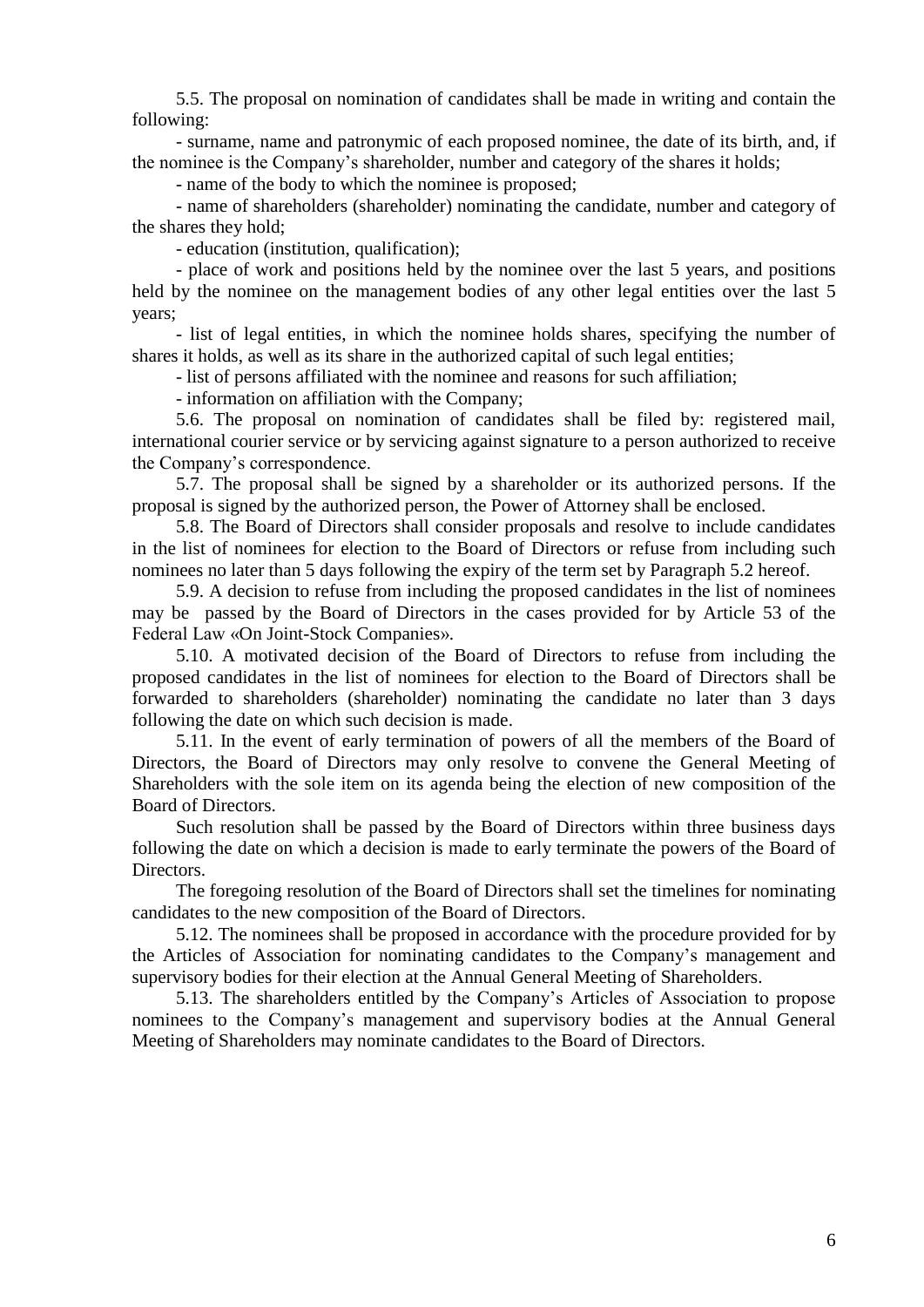5.5. The proposal on nomination of candidates shall be made in writing and contain the following:

- surname, name and patronymic of each proposed nominee, the date of its birth, and, if the nominee is the Company's shareholder, number and category of the shares it holds;
- name of the body to which the nominee is proposed;
- name of shareholders (shareholder) nominating the candidate, number and category of the shares they hold;
- education (institution, qualification);
- place of work and positions held by the nominee over the last 5 years, and positions held by the nominee on the management bodies of any other legal entities over the last 5 years;
- list of legal entities, in which the nominee holds shares, specifying the number of shares it holds, as well as its share in the authorized capital of such legal entities;
- list of persons affiliated with the nominee and reasons for such affiliation;
- information on affiliation with the Company;

5.6. The proposal on nomination of candidates shall be filed by: registered mail, international courier service or by servicing against signature to a person authorized to receive the Company's correspondence.

5.7. The proposal shall be signed by a shareholder or its authorized persons. If the proposal is signed by the authorized person, the Power of Attorney shall be enclosed.

5.8. The Board of Directors shall consider proposals and resolve to include candidates in the list of nominees for election to the Board of Directors or refuse from including such nominees no later than 5 days following the expiry of the term set by Paragraph 5.2 hereof.

5.9. A decision to refuse from including the proposed candidates in the list of nominees may be passed by the Board of Directors in the cases provided for by Article 53 of the Federal Law «On Joint-Stock Companies».

5.10. A motivated decision of the Board of Directors to refuse from including the proposed candidates in the list of nominees for election to the Board of Directors shall be forwarded to shareholders (shareholder) nominating the candidate no later than 3 days following the date on which such decision is made.

5.11. In the event of early termination of powers of all the members of the Board of Directors, the Board of Directors may only resolve to convene the General Meeting of Shareholders with the sole item on its agenda being the election of new composition of the Board of Directors.

Such resolution shall be passed by the Board of Directors within three business days following the date on which a decision is made to early terminate the powers of the Board of Directors.

The foregoing resolution of the Board of Directors shall set the timelines for nominating candidates to the new composition of the Board of Directors.

5.12. The nominees shall be proposed in accordance with the procedure provided for by the Articles of Association for nominating candidates to the Company's management and supervisory bodies for their election at the Annual General Meeting of Shareholders.

5.13. The shareholders entitled by the Company's Articles of Association to propose nominees to the Company's management and supervisory bodies at the Annual General Meeting of Shareholders may nominate candidates to the Board of Directors.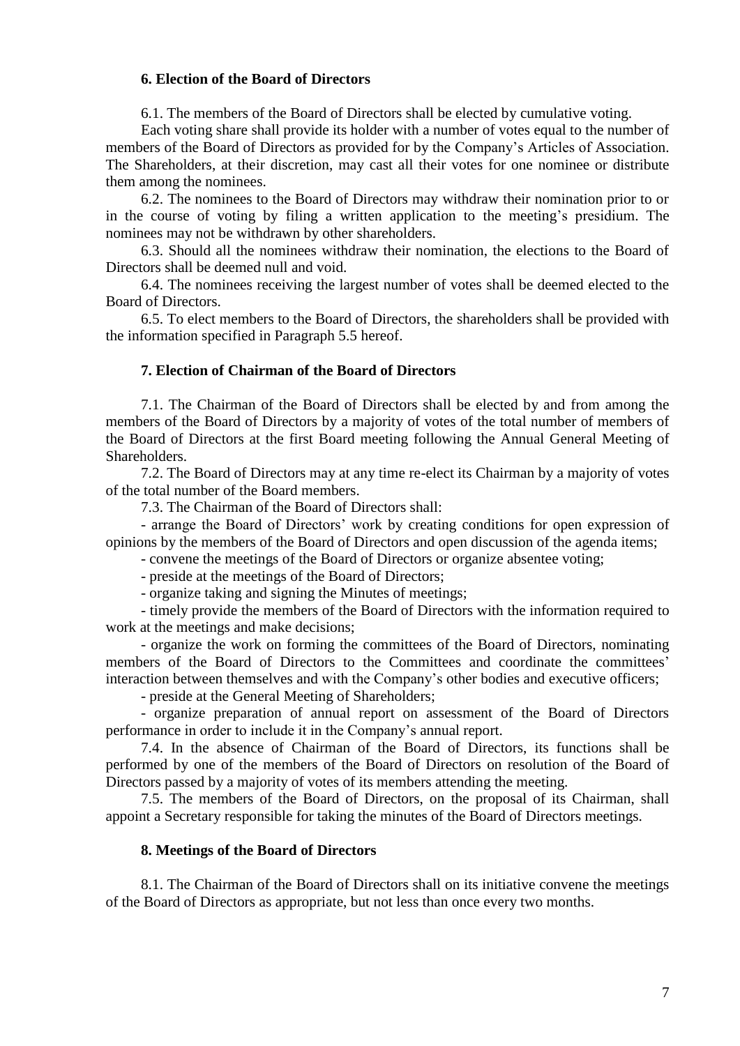## 6. Election of the Board of Directors

6.1. The members of the Board of Directors shall be elected by cumulative voting.

Each voting share shall provide its holder with a number of votes equal to the number of members of the Board of Directors as provided for by the Company's Articles of Association. The Shareholders, at their discretion, may cast all their votes for one nominee or distribute them among the nominees.

6.2. The nominees to the Board of Directors may withdraw their nomination prior to or in the course of voting by filing a written application to the meeting's presidium. The nominees may not be withdrawn by other shareholders.

6.3. Should all the nominees withdraw their nomination, the elections to the Board of Directors shall be deemed null and void.

6.4. The nominees receiving the largest number of votes shall be deemed elected to the Board of Directors.

6.5. To elect members to the Board of Directors, the shareholders shall be provided with the information specified in Paragraph 5.5 hereof.

## 7. Election of Chairman of the Board of Directors

7.1. The Chairman of the Board of Directors shall be elected by and from among the members of the Board of Directors by a majority of votes of the total number of members of the Board of Directors at the first Board meeting following the Annual General Meeting of Shareholders.

7.2. The Board of Directors may at any time re-elect its Chairman by a majority of votes of the total number of the Board members.

7.3. The Chairman of the Board of Directors shall:

- arrange the Board of Directors' work by creating conditions for open expression of opinions by the members of the Board of Directors and open discussion of the agenda items;
- convene the meetings of the Board of Directors or organize absentee voting;
- preside at the meetings of the Board of Directors;
- organize taking and signing the Minutes of meetings;
- timely provide the members of the Board of Directors with the information required to work at the meetings and make decisions;
- organize the work on forming the committees of the Board of Directors, nominating members of the Board of Directors to the Committees and coordinate the committees' interaction between themselves and with the Company's other bodies and executive officers;
- preside at the General Meeting of Shareholders;
- organize preparation of annual report on assessment of the Board of Directors performance in order to include it in the Company's annual report.

7.4. In the absence of Chairman of the Board of Directors, its functions shall be performed by one of the members of the Board of Directors on resolution of the Board of Directors passed by a majority of votes of its members attending the meeting.

7.5. The members of the Board of Directors, on the proposal of its Chairman, shall appoint a Secretary responsible for taking the minutes of the Board of Directors meetings.

## 8. Meetings of the Board of Directors

8.1. The Chairman of the Board of Directors shall on its initiative convene the meetings of the Board of Directors as appropriate, but not less than once every two months.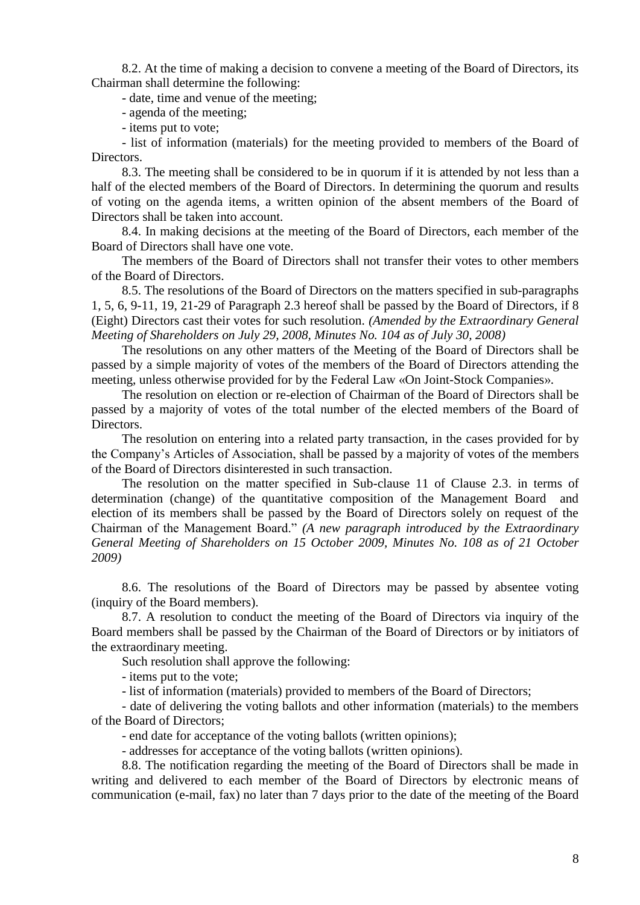8.2. At the time of making a decision to convene a meeting of the Board of Directors, its Chairman shall determine the following:

- date, time and venue of the meeting;
- agenda of the meeting;
- items put to vote;
- list of information (materials) for the meeting provided to members of the Board of Directors.

8.3. The meeting shall be considered to be in quorum if it is attended by not less than a half of the elected members of the Board of Directors. In determining the quorum and results of voting on the agenda items, a written opinion of the absent members of the Board of Directors shall be taken into account.

8.4. In making decisions at the meeting of the Board of Directors, each member of the Board of Directors shall have one vote.

The members of the Board of Directors shall not transfer their votes to other members of the Board of Directors.

8.5. The resolutions of the Board of Directors on the matters specified in sub-paragraphs 1, 5, 6, 9-11, 19, 21-29 of Paragraph 2.3 hereof shall be passed by the Board of Directors, if 8 (Eight) Directors cast their votes for such resolution. *(Amended by the Extraordinary General Meeting of Shareholders on July 29, 2008, Minutes No. 104 as of July 30, 2008)*

The resolutions on any other matters of the Meeting of the Board of Directors shall be passed by a simple majority of votes of the members of the Board of Directors attending the meeting, unless otherwise provided for by the Federal Law «On Joint-Stock Companies».

The resolution on election or re-election of Chairman of the Board of Directors shall be passed by a majority of votes of the total number of the elected members of the Board of Directors.

The resolution on entering into a related party transaction, in the cases provided for by the Company's Articles of Association, shall be passed by a majority of votes of the members of the Board of Directors disinterested in such transaction.

The resolution on the matter specified in Sub-clause 11 of Clause 2.3. in terms of determination (change) of the quantitative composition of the Management Board and election of its members shall be passed by the Board of Directors solely on request of the Chairman of the Management Board." *(A new paragraph introduced by the Extraordinary General Meeting of Shareholders on 15 October 2009, Minutes No. 108 as of 21 October 2009)*

8.6. The resolutions of the Board of Directors may be passed by absentee voting (inquiry of the Board members).

8.7. A resolution to conduct the meeting of the Board of Directors via inquiry of the Board members shall be passed by the Chairman of the Board of Directors or by initiators of the extraordinary meeting.

Such resolution shall approve the following:

- items put to the vote;
- list of information (materials) provided to members of the Board of Directors;
- date of delivering the voting ballots and other information (materials) to the members of the Board of Directors;
- end date for acceptance of the voting ballots (written opinions);
- addresses for acceptance of the voting ballots (written opinions).

8.8. The notification regarding the meeting of the Board of Directors shall be made in writing and delivered to each member of the Board of Directors by electronic means of communication (e-mail, fax) no later than 7 days prior to the date of the meeting of the Board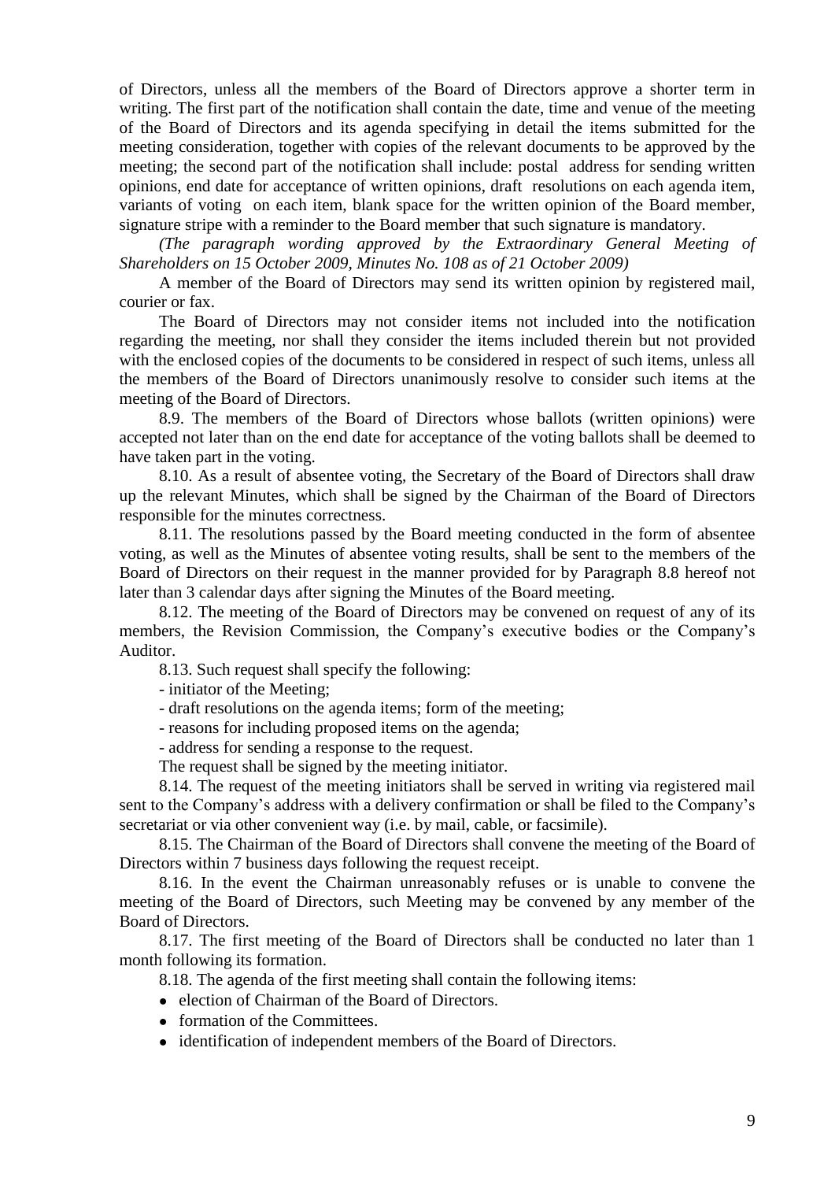of Directors, unless all the members of the Board of Directors approve a shorter term in writing. The first part of the notification shall contain the date, time and venue of the meeting of the Board of Directors and its agenda specifying in detail the items submitted for the meeting consideration, together with copies of the relevant documents to be approved by the meeting; the second part of the notification shall include: postal address for sending written opinions, end date for acceptance of written opinions, draft resolutions on each agenda item, variants of voting on each item, blank space for the written opinion of the Board member, signature stripe with a reminder to the Board member that such signature is mandatory.

*(The paragraph wording approved by the Extraordinary General Meeting of Shareholders on 15 October 2009, Minutes No. 108 as of 21 October 2009)*

A member of the Board of Directors may send its written opinion by registered mail, courier or fax.

The Board of Directors may not consider items not included into the notification regarding the meeting, nor shall they consider the items included therein but not provided with the enclosed copies of the documents to be considered in respect of such items, unless all the members of the Board of Directors unanimously resolve to consider such items at the meeting of the Board of Directors.

8.9. The members of the Board of Directors whose ballots (written opinions) were accepted not later than on the end date for acceptance of the voting ballots shall be deemed to have taken part in the voting.

8.10. As a result of absentee voting, the Secretary of the Board of Directors shall draw up the relevant Minutes, which shall be signed by the Chairman of the Board of Directors responsible for the minutes correctness.

8.11. The resolutions passed by the Board meeting conducted in the form of absentee voting, as well as the Minutes of absentee voting results, shall be sent to the members of the Board of Directors on their request in the manner provided for by Paragraph 8.8 hereof not later than 3 calendar days after signing the Minutes of the Board meeting.

8.12. The meeting of the Board of Directors may be convened on request of any of its members, the Revision Commission, the Company's executive bodies or the Company's Auditor.

8.13. Such request shall specify the following:

- initiator of the Meeting;
- draft resolutions on the agenda items; form of the meeting;
- reasons for including proposed items on the agenda;
- address for sending a response to the request.

The request shall be signed by the meeting initiator.

8.14. The request of the meeting initiators shall be served in writing via registered mail sent to the Company's address with a delivery confirmation or shall be filed to the Company's secretariat or via other convenient way (i.e. by mail, cable, or facsimile).

8.15. The Chairman of the Board of Directors shall convene the meeting of the Board of Directors within 7 business days following the request receipt.

8.16. In the event the Chairman unreasonably refuses or is unable to convene the meeting of the Board of Directors, such Meeting may be convened by any member of the Board of Directors.

8.17. The first meeting of the Board of Directors shall be conducted no later than 1 month following its formation.

8.18. The agenda of the first meeting shall contain the following items:

- election of Chairman of the Board of Directors.
- formation of the Committees.
- identification of independent members of the Board of Directors.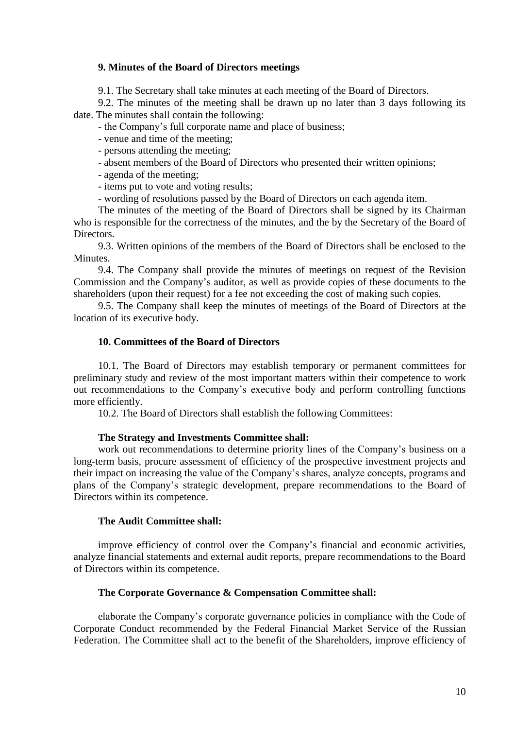## 9. Minutes of the Board of Directors meetings

9.1. The Secretary shall take minutes at each meeting of the Board of Directors.

9.2. The minutes of the meeting shall be drawn up no later than 3 days following its date. The minutes shall contain the following:

- the Company's full corporate name and place of business;
- venue and time of the meeting;
- persons attending the meeting;
- absent members of the Board of Directors who presented their written opinions;
- agenda of the meeting;
- items put to vote and voting results;
- wording of resolutions passed by the Board of Directors on each agenda item.

The minutes of the meeting of the Board of Directors shall be signed by its Chairman who is responsible for the correctness of the minutes, and the by the Secretary of the Board of Directors.

9.3. Written opinions of the members of the Board of Directors shall be enclosed to the Minutes.

9.4. The Company shall provide the minutes of meetings on request of the Revision Commission and the Company's auditor, as well as provide copies of these documents to the shareholders (upon their request) for a fee not exceeding the cost of making such copies.

9.5. The Company shall keep the minutes of meetings of the Board of Directors at the location of its executive body.

## 10. Committees of the Board of Directors

10.1. The Board of Directors may establish temporary or permanent committees for preliminary study and review of the most important matters within their competence to work out recommendations to the Company's executive body and perform controlling functions more efficiently.

10.2. The Board of Directors shall establish the following Committees:

**The Strategy and Investments Committee shall:**

work out recommendations to determine priority lines of the Company's business on a long-term basis, procure assessment of efficiency of the prospective investment projects and their impact on increasing the value of the Company's shares, analyze concepts, programs and plans of the Company's strategic development, prepare recommendations to the Board of Directors within its competence.

**The Audit Committee shall:**

improve efficiency of control over the Company's financial and economic activities, analyze financial statements and external audit reports, prepare recommendations to the Board of Directors within its competence.

**The Corporate Governance & Compensation Committee shall:**

elaborate the Company's corporate governance policies in compliance with the Code of Corporate Conduct recommended by the Federal Financial Market Service of the Russian Federation. The Committee shall act to the benefit of the Shareholders, improve efficiency of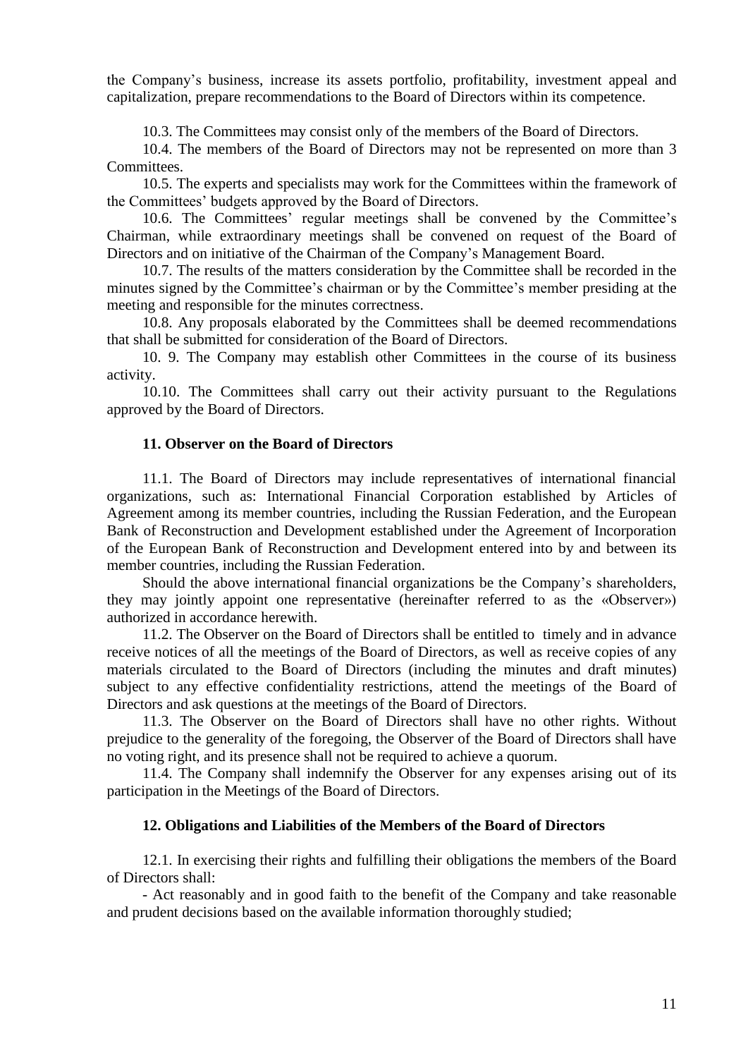the Company's business, increase its assets portfolio, profitability, investment appeal and capitalization, prepare recommendations to the Board of Directors within its competence.

10.3. The Committees may consist only of the members of the Board of Directors.

10.4. The members of the Board of Directors may not be represented on more than 3 Committees.

10.5. The experts and specialists may work for the Committees within the framework of the Committees' budgets approved by the Board of Directors.

10.6. The Committees' regular meetings shall be convened by the Committee's Chairman, while extraordinary meetings shall be convened on request of the Board of Directors and on initiative of the Chairman of the Company's Management Board.

10.7. The results of the matters consideration by the Committee shall be recorded in the minutes signed by the Committee's chairman or by the Committee's member presiding at the meeting and responsible for the minutes correctness.

10.8. Any proposals elaborated by the Committees shall be deemed recommendations that shall be submitted for consideration of the Board of Directors.

10. 9. The Company may establish other Committees in the course of its business activity.

10.10. The Committees shall carry out their activity pursuant to the Regulations approved by the Board of Directors.

## 11. Observer on the Board of Directors

11.1. The Board of Directors may include representatives of international financial organizations, such as: International Financial Corporation established by Articles of Agreement among its member countries, including the Russian Federation, and the European Bank of Reconstruction and Development established under the Agreement of Incorporation of the European Bank of Reconstruction and Development entered into by and between its member countries, including the Russian Federation.

Should the above international financial organizations be the Company's shareholders, they may jointly appoint one representative (hereinafter referred to as the «Observer») authorized in accordance herewith.

11.2. The Observer on the Board of Directors shall be entitled to timely and in advance receive notices of all the meetings of the Board of Directors, as well as receive copies of any materials circulated to the Board of Directors (including the minutes and draft minutes) subject to any effective confidentiality restrictions, attend the meetings of the Board of Directors and ask questions at the meetings of the Board of Directors.

11.3. The Observer on the Board of Directors shall have no other rights. Without prejudice to the generality of the foregoing, the Observer of the Board of Directors shall have no voting right, and its presence shall not be required to achieve a quorum.

11.4. The Company shall indemnify the Observer for any expenses arising out of its participation in the Meetings of the Board of Directors.

## 12. Obligations and Liabilities of the Members of the Board of Directors

12.1. In exercising their rights and fulfilling their obligations the members of the Board of Directors shall:

- Act reasonably and in good faith to the benefit of the Company and take reasonable and prudent decisions based on the available information thoroughly studied;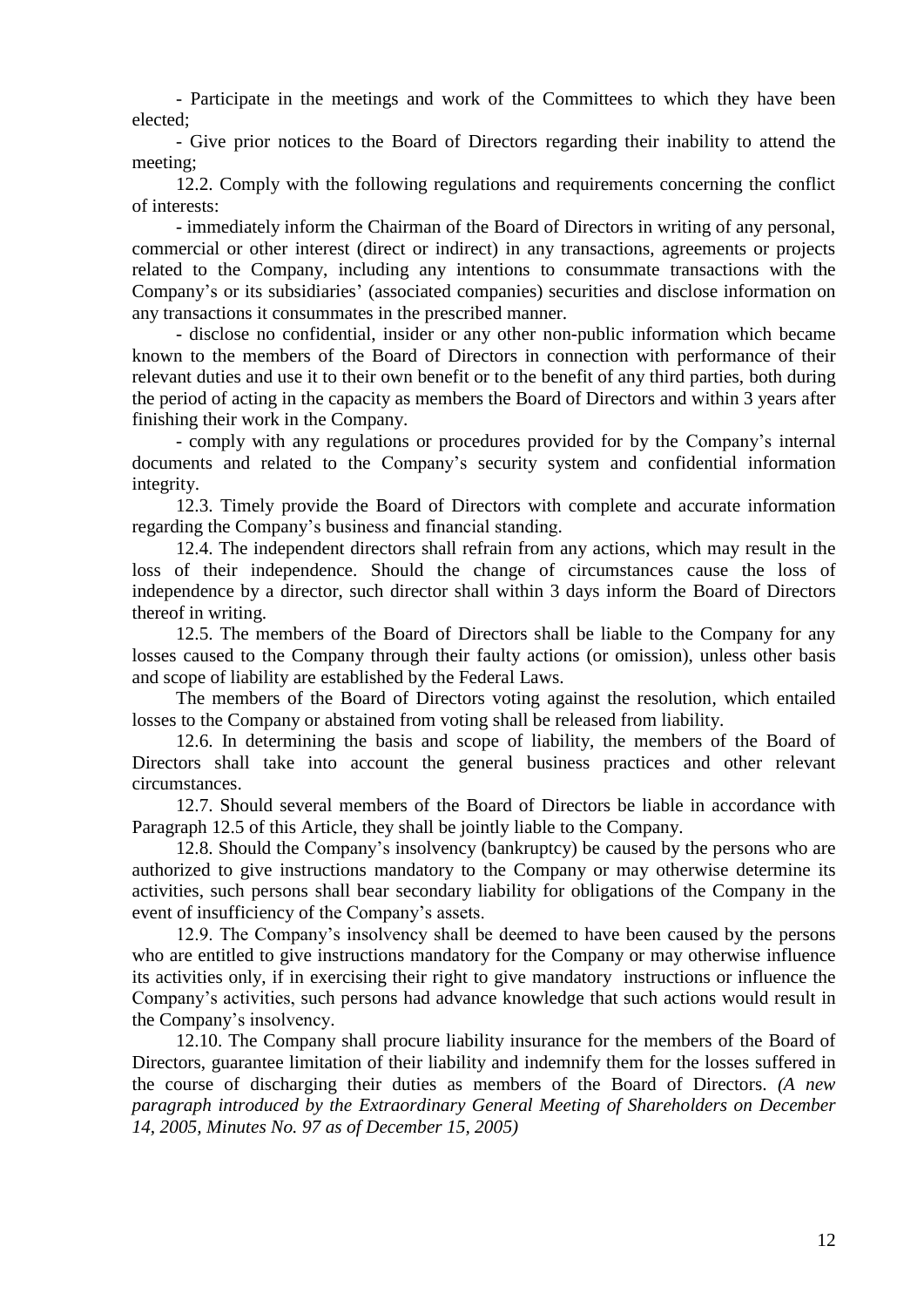- Participate in the meetings and work of the Committees to which they have been elected;

- Give prior notices to the Board of Directors regarding their inability to attend the meeting;

12.2. Comply with the following regulations and requirements concerning the conflict of interests:

- immediately inform the Chairman of the Board of Directors in writing of any personal, commercial or other interest (direct or indirect) in any transactions, agreements or projects related to the Company, including any intentions to consummate transactions with the Company's or its subsidiaries' (associated companies) securities and disclose information on any transactions it consummates in the prescribed manner.

- disclose no confidential, insider or any other non-public information which became known to the members of the Board of Directors in connection with performance of their relevant duties and use it to their own benefit or to the benefit of any third parties, both during the period of acting in the capacity as members the Board of Directors and within 3 years after finishing their work in the Company.

- comply with any regulations or procedures provided for by the Company's internal documents and related to the Company's security system and confidential information integrity.

12.3. Timely provide the Board of Directors with complete and accurate information regarding the Company's business and financial standing.

12.4. The independent directors shall refrain from any actions, which may result in the loss of their independence. Should the change of circumstances cause the loss of independence by a director, such director shall within 3 days inform the Board of Directors thereof in writing.

12.5. The members of the Board of Directors shall be liable to the Company for any losses caused to the Company through their faulty actions (or omission), unless other basis and scope of liability are established by the Federal Laws.

The members of the Board of Directors voting against the resolution, which entailed losses to the Company or abstained from voting shall be released from liability.

12.6. In determining the basis and scope of liability, the members of the Board of Directors shall take into account the general business practices and other relevant circumstances.

12.7. Should several members of the Board of Directors be liable in accordance with Paragraph 12.5 of this Article, they shall be jointly liable to the Company.

12.8. Should the Company's insolvency (bankruptcy) be caused by the persons who are authorized to give instructions mandatory to the Company or may otherwise determine its activities, such persons shall bear secondary liability for obligations of the Company in the event of insufficiency of the Company's assets.

12.9. The Company's insolvency shall be deemed to have been caused by the persons who are entitled to give instructions mandatory for the Company or may otherwise influence its activities only, if in exercising their right to give mandatory instructions or influence the Company's activities, such persons had advance knowledge that such actions would result in the Company's insolvency.

12.10. The Company shall procure liability insurance for the members of the Board of Directors, guarantee limitation of their liability and indemnify them for the losses suffered in the course of discharging their duties as members of the Board of Directors. *(A new paragraph introduced by the Extraordinary General Meeting of Shareholders on December 14, 2005, Minutes No. 97 as of December 15, 2005)*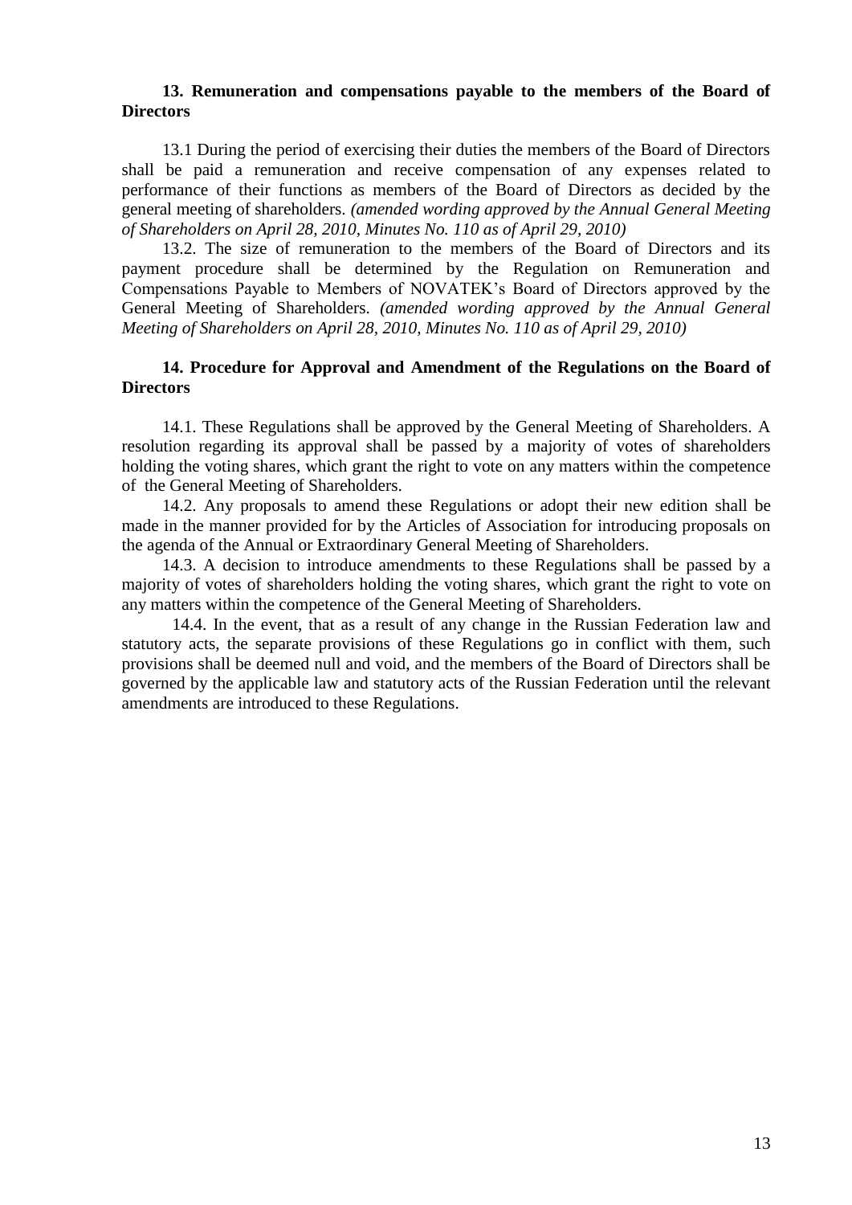## 13. Remuneration and compensations payable to the members of the Board of Directors

13.1 During the period of exercising their duties the members of the Board of Directors shall be paid a remuneration and receive compensation of any expenses related to performance of their functions as members of the Board of Directors as decided by the general meeting of shareholders. *(amended wording approved by the Annual General Meeting of Shareholders on April 28, 2010, Minutes No. 110 as of April 29, 2010)*

13.2. The size of remuneration to the members of the Board of Directors and its payment procedure shall be determined by the Regulation on Remuneration and Compensations Payable to Members of NOVATEK's Board of Directors approved by the General Meeting of Shareholders. *(amended wording approved by the Annual General Meeting of Shareholders on April 28, 2010, Minutes No. 110 as of April 29, 2010)*

## 14. Procedure for Approval and Amendment of the Regulations on the Board of Directors

14.1. These Regulations shall be approved by the General Meeting of Shareholders. A resolution regarding its approval shall be passed by a majority of votes of shareholders holding the voting shares, which grant the right to vote on any matters within the competence of the General Meeting of Shareholders.

14.2. Any proposals to amend these Regulations or adopt their new edition shall be made in the manner provided for by the Articles of Association for introducing proposals on the agenda of the Annual or Extraordinary General Meeting of Shareholders.

14.3. A decision to introduce amendments to these Regulations shall be passed by a majority of votes of shareholders holding the voting shares, which grant the right to vote on any matters within the competence of the General Meeting of Shareholders.

14.4. In the event, that as a result of any change in the Russian Federation law and statutory acts, the separate provisions of these Regulations go in conflict with them, such provisions shall be deemed null and void, and the members of the Board of Directors shall be governed by the applicable law and statutory acts of the Russian Federation until the relevant amendments are introduced to these Regulations.